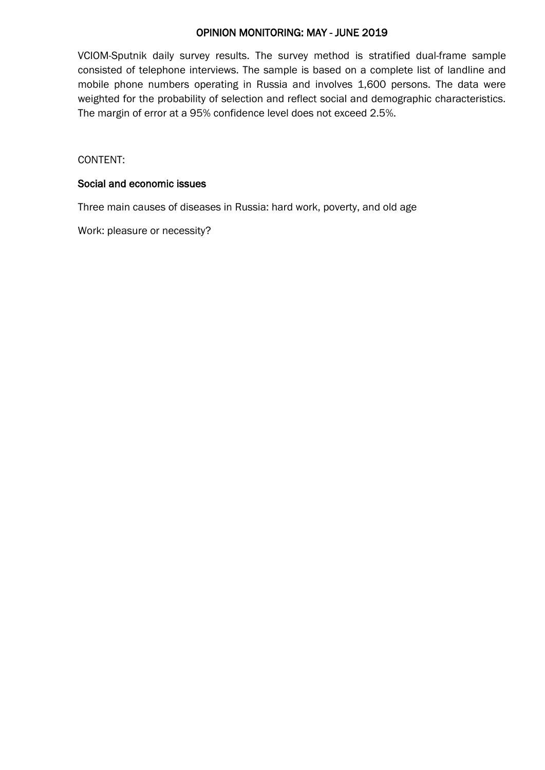# OPINION MONITORING: MAY - JUNE 2019

VCIOM-Sputnik daily survey results. The survey method is stratified dual-frame sample consisted of telephone interviews. The sample is based on a complete list of landline and mobile phone numbers operating in Russia and involves 1,600 persons. The data were weighted for the probability of selection and reflect social and demographic characteristics. The margin of error at a 95% confidence level does not exceed 2.5%.

CONTENT:

## Social and economic issues

Three main causes of diseases in Russia: hard work, poverty, and old age

Work: pleasure or necessity?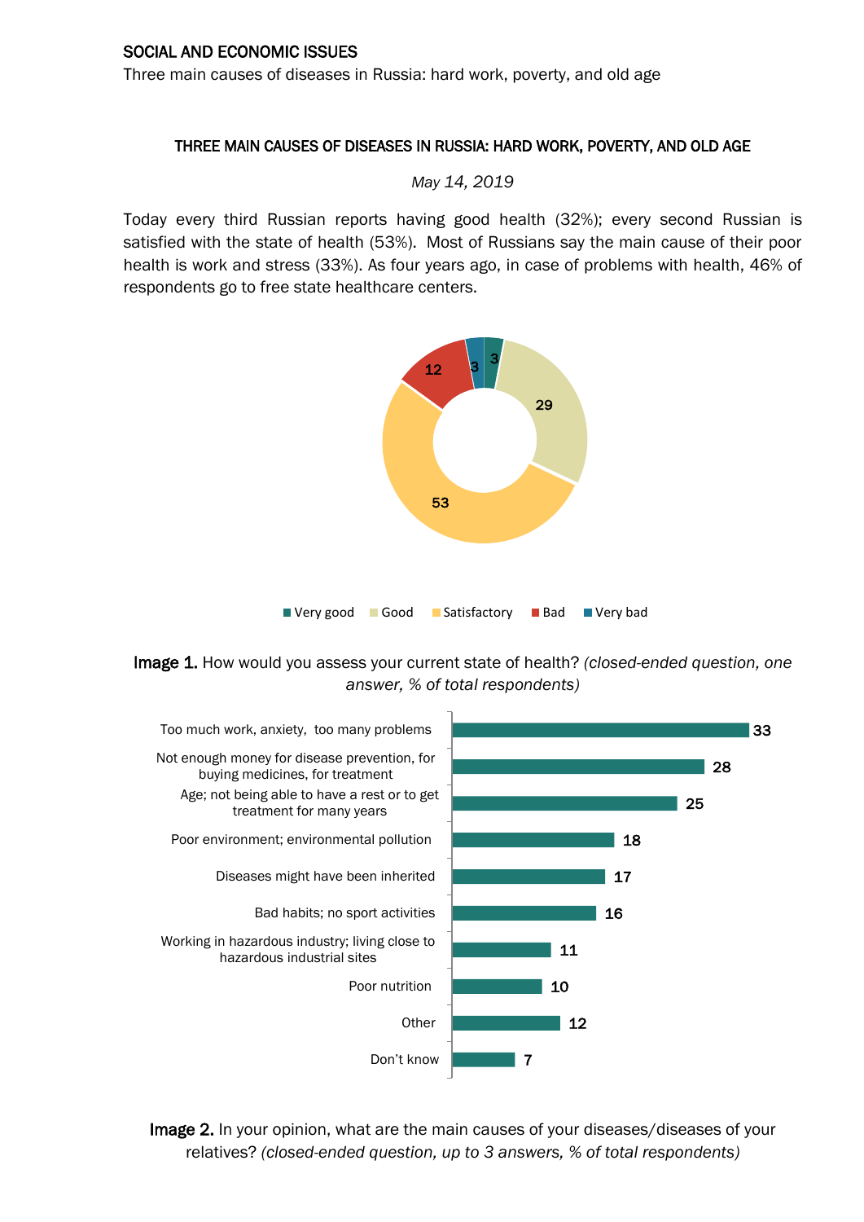SOCIAL AND ECONOMIC ISSUES

Three main causes of diseases in Russia: hard work, poverty, and old age

## THREE MAIN CAUSES OF DISEASES IN RUSSIA: HARD WORK, POVERTY, AND OLD AGE

*May 14, 2019*

Today every third Russian reports having good health (32%); every second Russian is satisfied with the state of health (53%). Most of Russians say the main cause of their poor health is work and stress (33%). As four years ago, in case of problems with health, 46% of respondents go to free state healthcare centers.

| Answer | % |
|---|---|
| Very good | 3 |
| Good | 29 |
| Satisfactory | 53 |
| Bad | 12 |
| Very bad | 3 |

**Image 1.** How would you assess your current state of health? *(closed-ended question, one answer, % of total respondents)*

| Answer | % |
|---|---|
| Too much work, anxiety, too many problems | 33 |
| Not enough money for disease prevention, for buying medicines, for treatment | 28 |
| Age; not being able to have a rest or to get treatment for many years | 25 |
| Poor environment; environmental pollution | 18 |
| Diseases might have been inherited | 17 |
| Bad habits; no sport activities | 16 |
| Working in hazardous industry; living close to hazardous industrial sites | 11 |
| Poor nutrition | 10 |
| Other | 12 |
| Don't know | 7 |

**Image 2.** In your opinion, what are the main causes of your diseases/diseases of your relatives? *(closed-ended question, up to 3 answers, % of total respondents)*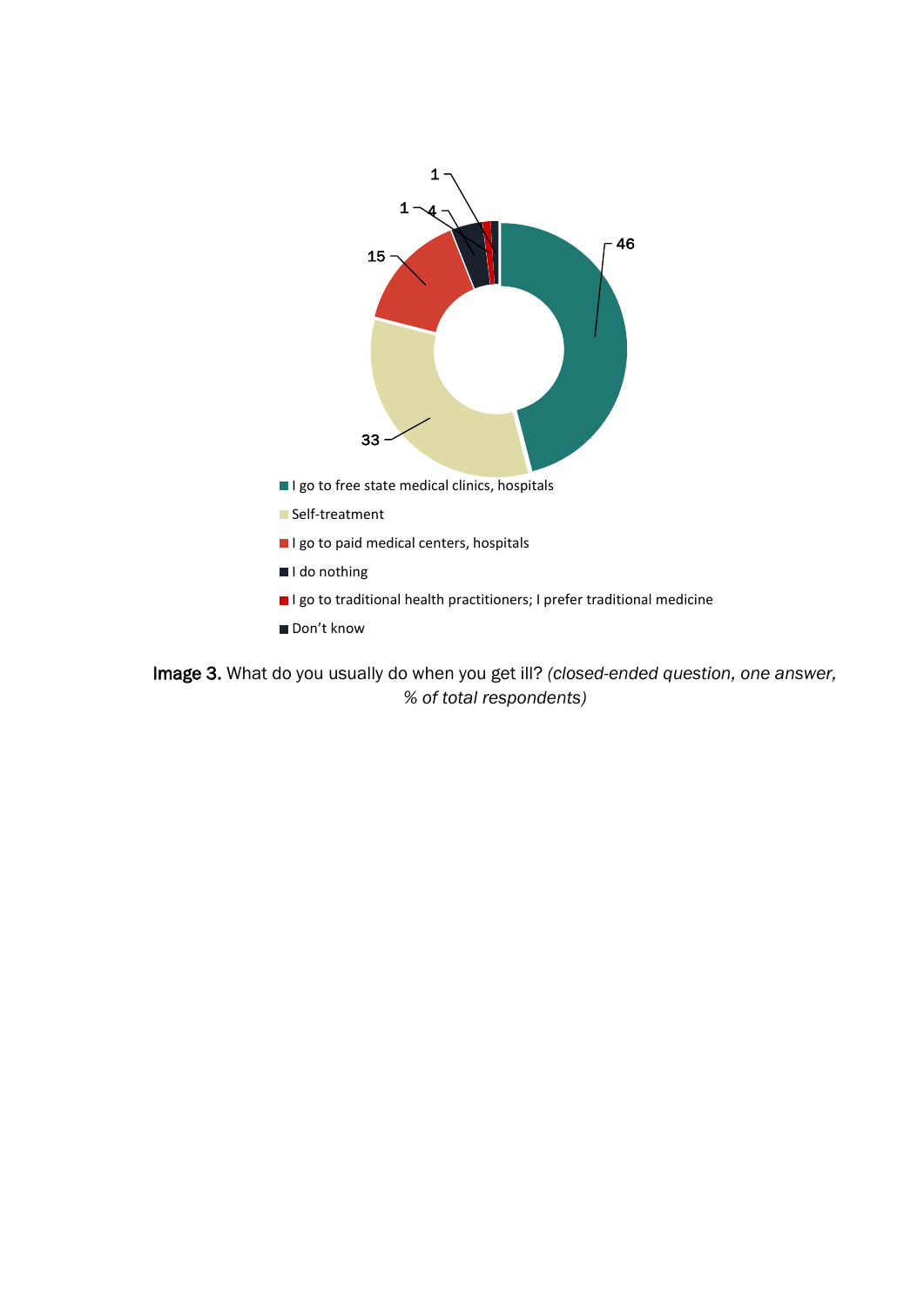**Image 3.** What do you usually do when you get ill? *(closed-ended question, one answer, % of total respondents)*

| Answer | % |
|---|---|
| I go to free state medical clinics, hospitals | 46 |
| Self-treatment | 33 |
| I go to paid medical centers, hospitals | 15 |
| I do nothing | 4 |
| I go to traditional health practitioners; I prefer traditional medicine | 1 |
| Don't know | 1 |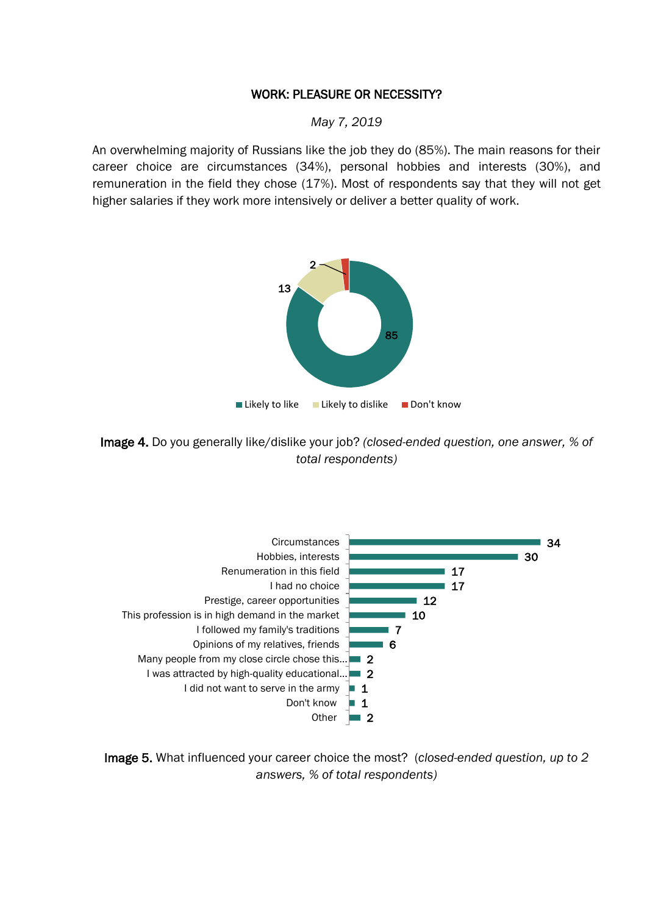## WORK: PLEASURE OR NECESSITY?

*May 7, 2019*

An overwhelming majority of Russians like the job they do (85%). The main reasons for their career choice are circumstances (34%), personal hobbies and interests (30%), and remuneration in the field they chose (17%). Most of respondents say that they will not get higher salaries if they work more intensively or deliver a better quality of work.

| | % |
|---|---|
| Likely to like | 85 |
| Likely to dislike | 13 |
| Don't know | 2 |

**Image 4.** Do you generally like/dislike your job? *(closed-ended question, one answer, % of total respondents)*

| | % |
|---|---|
| Circumstances | 34 |
| Hobbies, interests | 30 |
| Renumeration in this field | 17 |
| I had no choice | 17 |
| Prestige, career opportunities | 12 |
| This profession is in high demand in the market | 10 |
| I followed my family's traditions | 7 |
| Opinions of my relatives, friends | 6 |
| Many people from my close circle chose this... | 2 |
| I was attracted by high-quality educational... | 2 |
| I did not want to serve in the army | 1 |
| Don't know | 1 |
| Other | 2 |

**Image 5.** What influenced your career choice the most? *(closed-ended question, up to 2 answers, % of total respondents)*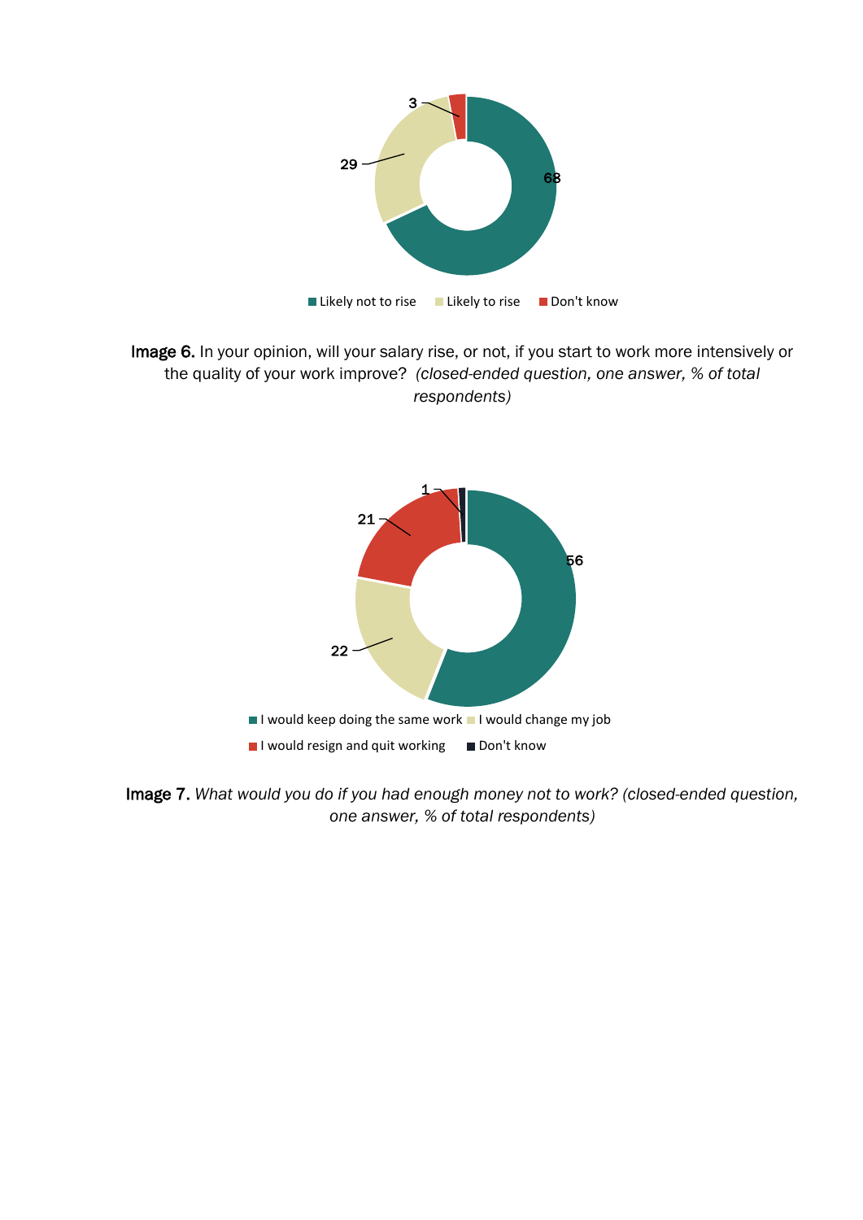3

29

68

Likely not to rise  Likely to rise  Don't know

**Image 6.** In your opinion, will your salary rise, or not, if you start to work more intensively or the quality of your work improve? *(closed-ended question, one answer, % of total respondents)*

1

21

56

22

I would keep doing the same work  I would change my job

I would resign and quit working  Don't know

**Image 7.** *What would you do if you had enough money not to work? (closed-ended question, one answer, % of total respondents)*